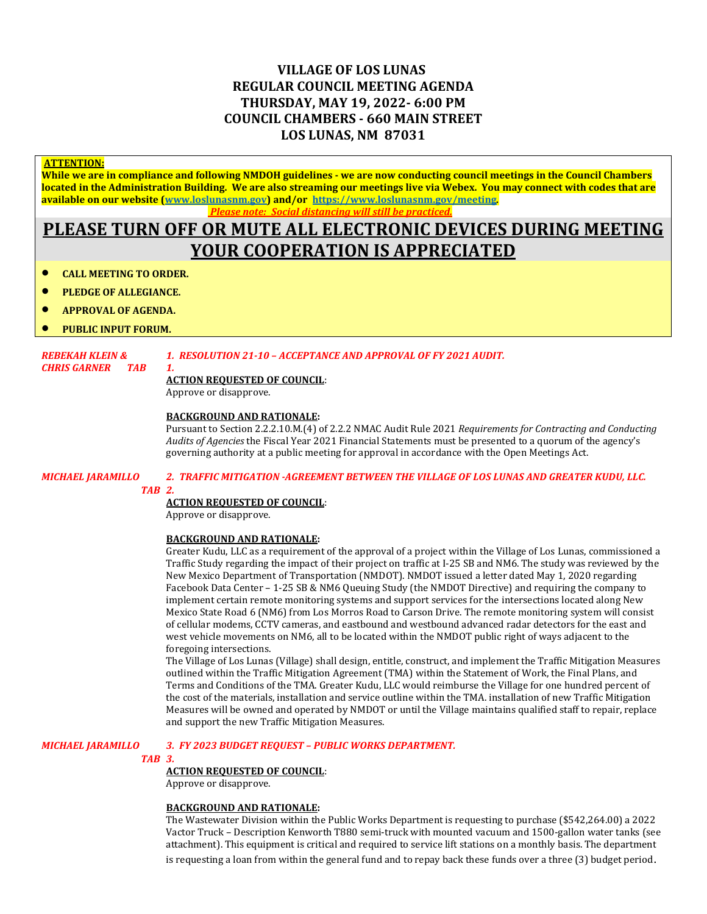# VILLAGE OF LOS LUNAS
# REGULAR COUNCIL MEETING AGENDA
# THURSDAY, MAY 19, 2022- 6:00 PM
# COUNCIL CHAMBERS - 660 MAIN STREET
# LOS LUNAS, NM 87031

**ATTENTION:**

**While we are in compliance and following NMDOH guidelines - we are now conducting council meetings in the Council Chambers located in the Administration Building. We are also streaming our meetings live via Webex. You may connect with codes that are available on our website (www.loslunasnm.gov) and/or https://www.loslunasnm.gov/meeting.**

***Please note: Social distancing will still be practiced.***

## PLEASE TURN OFF OR MUTE ALL ELECTRONIC DEVICES DURING MEETING YOUR COOPERATION IS APPRECIATED

- **CALL MEETING TO ORDER.**
- **PLEDGE OF ALLEGIANCE.**
- **APPROVAL OF AGENDA.**
- **PUBLIC INPUT FORUM.**

*REBEKAH KLEIN & CHRIS GARNER TAB 1.*

***1. RESOLUTION 21-10 – ACCEPTANCE AND APPROVAL OF FY 2021 AUDIT.***

**ACTION REQUESTED OF COUNCIL**:
Approve or disapprove.

**BACKGROUND AND RATIONALE:**
Pursuant to Section 2.2.2.10.M.(4) of 2.2.2 NMAC Audit Rule 2021 *Requirements for Contracting and Conducting Audits of Agencies* the Fiscal Year 2021 Financial Statements must be presented to a quorum of the agency's governing authority at a public meeting for approval in accordance with the Open Meetings Act.

*MICHAEL JARAMILLO TAB 2.*

***2. TRAFFIC MITIGATION -AGREEMENT BETWEEN THE VILLAGE OF LOS LUNAS AND GREATER KUDU, LLC.***

**ACTION REQUESTED OF COUNCIL**:
Approve or disapprove.

**BACKGROUND AND RATIONALE:**
Greater Kudu, LLC as a requirement of the approval of a project within the Village of Los Lunas, commissioned a Traffic Study regarding the impact of their project on traffic at I-25 SB and NM6. The study was reviewed by the New Mexico Department of Transportation (NMDOT). NMDOT issued a letter dated May 1, 2020 regarding Facebook Data Center – 1-25 SB & NM6 Queuing Study (the NMDOT Directive) and requiring the company to implement certain remote monitoring systems and support services for the intersections located along New Mexico State Road 6 (NM6) from Los Morros Road to Carson Drive. The remote monitoring system will consist of cellular modems, CCTV cameras, and eastbound and westbound advanced radar detectors for the east and west vehicle movements on NM6, all to be located within the NMDOT public right of ways adjacent to the foregoing intersections.

The Village of Los Lunas (Village) shall design, entitle, construct, and implement the Traffic Mitigation Measures outlined within the Traffic Mitigation Agreement (TMA) within the Statement of Work, the Final Plans, and Terms and Conditions of the TMA. Greater Kudu, LLC would reimburse the Village for one hundred percent of the cost of the materials, installation and service outline within the TMA. installation of new Traffic Mitigation Measures will be owned and operated by NMDOT or until the Village maintains qualified staff to repair, replace and support the new Traffic Mitigation Measures.

*MICHAEL JARAMILLO TAB 3.*

***3. FY 2023 BUDGET REQUEST – PUBLIC WORKS DEPARTMENT.***

**ACTION REQUESTED OF COUNCIL**:
Approve or disapprove.

**BACKGROUND AND RATIONALE:**
The Wastewater Division within the Public Works Department is requesting to purchase ($542,264.00) a 2022 Vactor Truck – Description Kenworth T880 semi-truck with mounted vacuum and 1500-gallon water tanks (see attachment). This equipment is critical and required to service lift stations on a monthly basis. The department is requesting a loan from within the general fund and to repay back these funds over a three (3) budget period.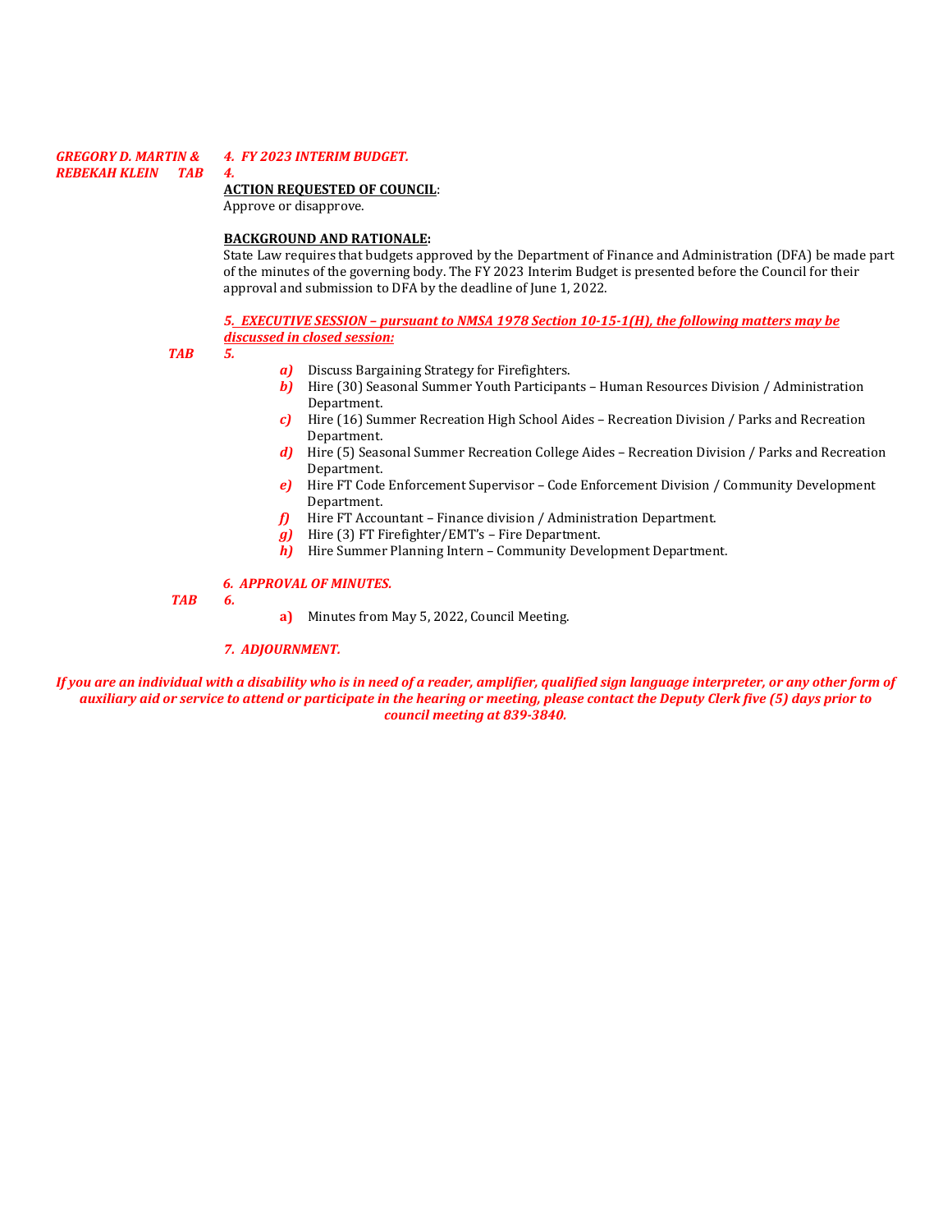*GREGORY D. MARTIN & REBEKAH KLEIN* *TAB 4.*

***4. FY 2023 INTERIM BUDGET.***

**ACTION REQUESTED OF COUNCIL**:
Approve or disapprove.

**BACKGROUND AND RATIONALE:**
State Law requires that budgets approved by the Department of Finance and Administration (DFA) be made part of the minutes of the governing body. The FY 2023 Interim Budget is presented before the Council for their approval and submission to DFA by the deadline of June 1, 2022.

***5. EXECUTIVE SESSION – pursuant to NMSA 1978 Section 10-15-1(H), the following matters may be discussed in closed session:***

*TAB 5.*

- ***a)*** Discuss Bargaining Strategy for Firefighters.
- ***b)*** Hire (30) Seasonal Summer Youth Participants – Human Resources Division / Administration Department.
- ***c)*** Hire (16) Summer Recreation High School Aides – Recreation Division / Parks and Recreation Department.
- ***d)*** Hire (5) Seasonal Summer Recreation College Aides – Recreation Division / Parks and Recreation Department.
- ***e)*** Hire FT Code Enforcement Supervisor – Code Enforcement Division / Community Development Department.
- ***f)*** Hire FT Accountant – Finance division / Administration Department.
- ***g)*** Hire (3) FT Firefighter/EMT's – Fire Department.
- ***h)*** Hire Summer Planning Intern – Community Development Department.

***6. APPROVAL OF MINUTES.***

*TAB 6.*

- **a)** Minutes from May 5, 2022, Council Meeting.

***7. ADJOURNMENT.***

***If you are an individual with a disability who is in need of a reader, amplifier, qualified sign language interpreter, or any other form of auxiliary aid or service to attend or participate in the hearing or meeting, please contact the Deputy Clerk five (5) days prior to council meeting at 839-3840.***